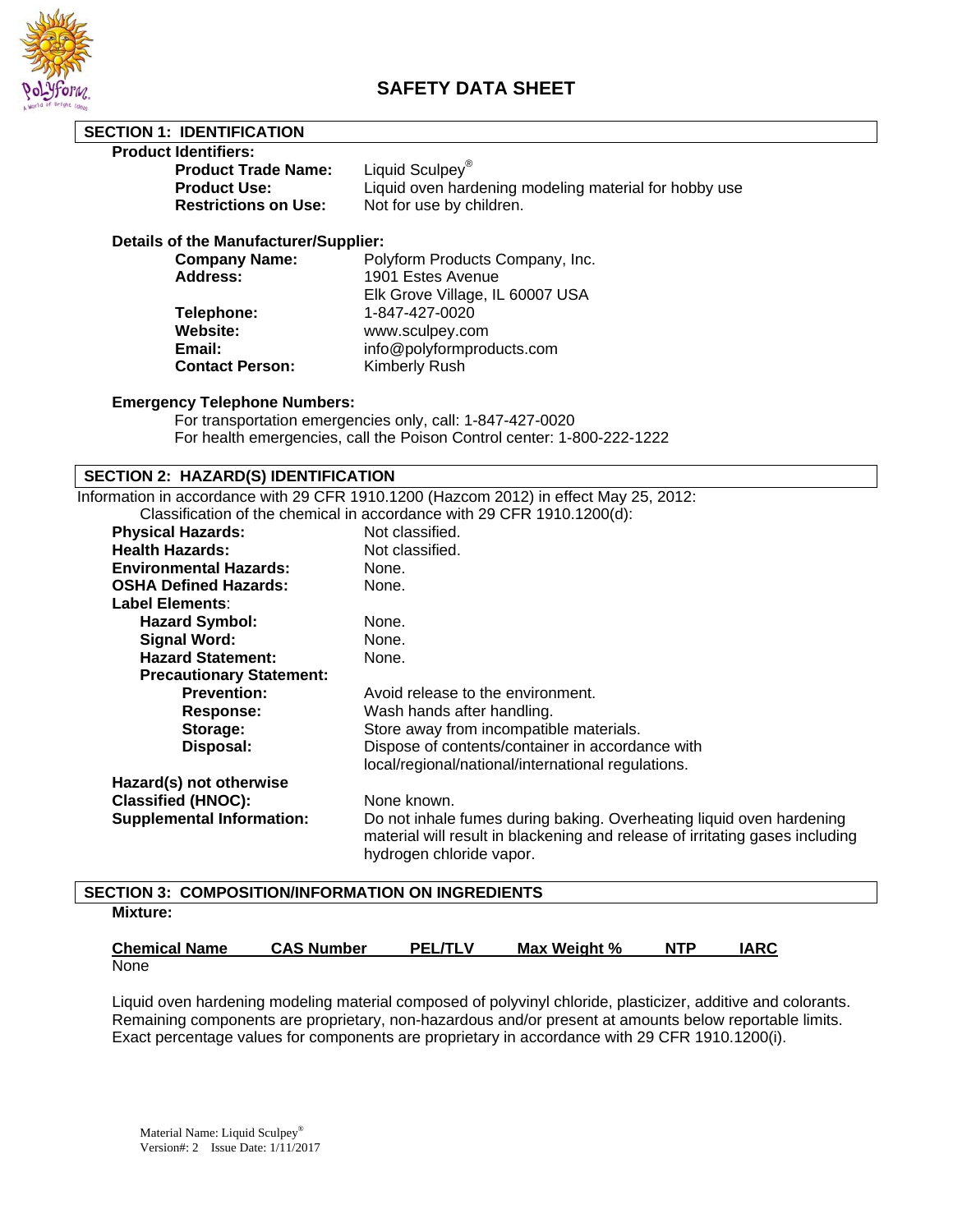# SAFETY DATA SHEET

## SECTION 1: IDENTIFICATION

**Product Identifiers:**

**Product Trade Name:** Liquid Sculpey®
**Product Use:** Liquid oven hardening modeling material for hobby use
**Restrictions on Use:** Not for use by children.

**Details of the Manufacturer/Supplier:**

**Company Name:** Polyform Products Company, Inc.
**Address:** 1901 Estes Avenue
Elk Grove Village, IL 60007 USA
**Telephone:** 1-847-427-0020
**Website:** www.sculpey.com
**Email:** info@polyformproducts.com
**Contact Person:** Kimberly Rush

**Emergency Telephone Numbers:**

For transportation emergencies only, call: 1-847-427-0020
For health emergencies, call the Poison Control center: 1-800-222-1222

## SECTION 2: HAZARD(S) IDENTIFICATION

Information in accordance with 29 CFR 1910.1200 (Hazcom 2012) in effect May 25, 2012:

Classification of the chemical in accordance with 29 CFR 1910.1200(d):

**Physical Hazards:** Not classified.
**Health Hazards:** Not classified.
**Environmental Hazards:** None.
**OSHA Defined Hazards:** None.
**Label Elements**:
- **Hazard Symbol:** None.
- **Signal Word:** None.
- **Hazard Statement:** None.
- **Precautionary Statement:**
  - **Prevention:** Avoid release to the environment.
  - **Response:** Wash hands after handling.
  - **Storage:** Store away from incompatible materials.
  - **Disposal:** Dispose of contents/container in accordance with local/regional/national/international regulations.

**Hazard(s) not otherwise Classified (HNOC):** None known.
**Supplemental Information:** Do not inhale fumes during baking. Overheating liquid oven hardening material will result in blackening and release of irritating gases including hydrogen chloride vapor.

## SECTION 3: COMPOSITION/INFORMATION ON INGREDIENTS

**Mixture:**

| Chemical Name | CAS Number | PEL/TLV | Max Weight % | NTP | IARC |
|---|---|---|---|---|---|
| None | | | | | |

Liquid oven hardening modeling material composed of polyvinyl chloride, plasticizer, additive and colorants. Remaining components are proprietary, non-hazardous and/or present at amounts below reportable limits. Exact percentage values for components are proprietary in accordance with 29 CFR 1910.1200(i).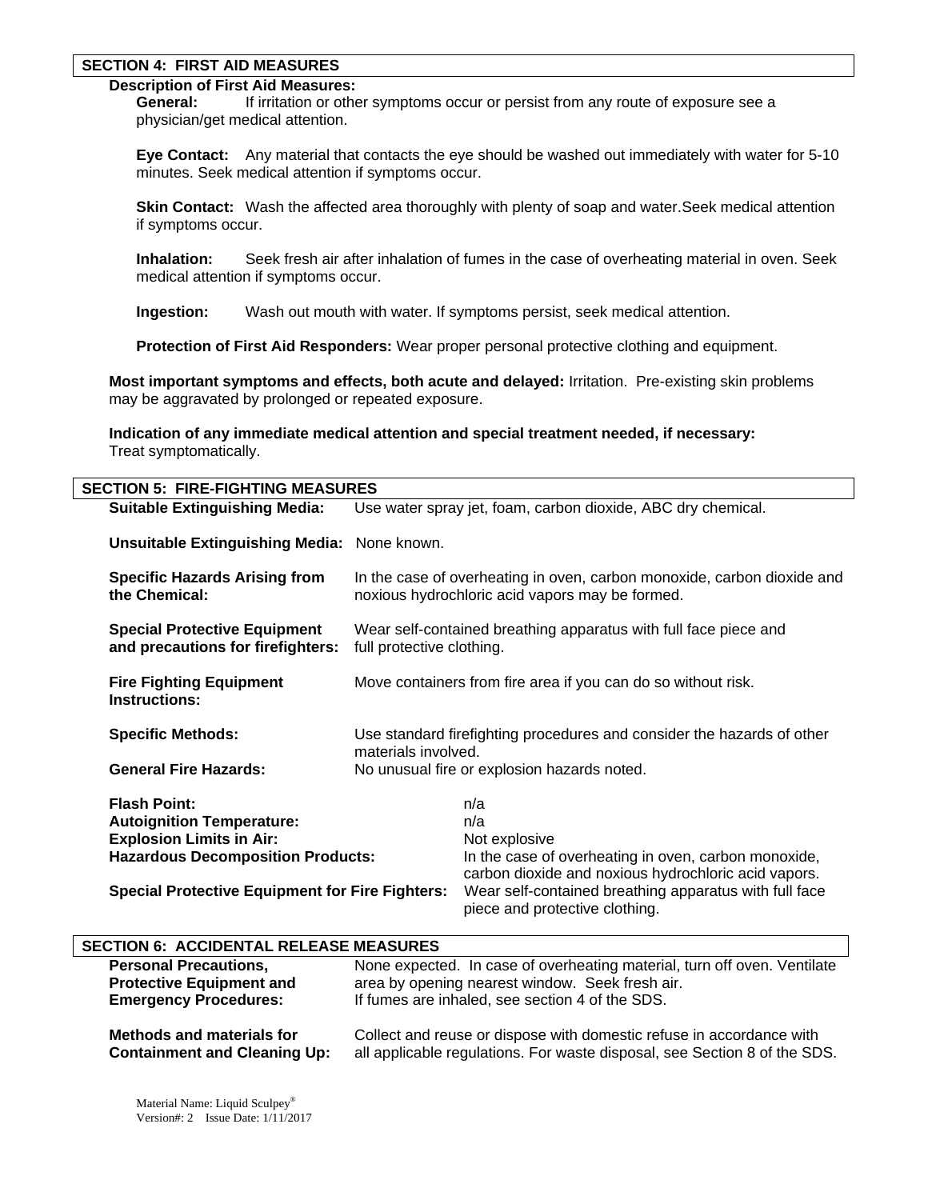## SECTION 4: FIRST AID MEASURES

**Description of First Aid Measures:**

**General:** If irritation or other symptoms occur or persist from any route of exposure see a physician/get medical attention.

**Eye Contact:** Any material that contacts the eye should be washed out immediately with water for 5-10 minutes. Seek medical attention if symptoms occur.

**Skin Contact:** Wash the affected area thoroughly with plenty of soap and water.Seek medical attention if symptoms occur.

**Inhalation:** Seek fresh air after inhalation of fumes in the case of overheating material in oven. Seek medical attention if symptoms occur.

**Ingestion:** Wash out mouth with water. If symptoms persist, seek medical attention.

**Protection of First Aid Responders:** Wear proper personal protective clothing and equipment.

**Most important symptoms and effects, both acute and delayed:** Irritation. Pre-existing skin problems may be aggravated by prolonged or repeated exposure.

**Indication of any immediate medical attention and special treatment needed, if necessary:** Treat symptomatically.

## SECTION 5: FIRE-FIGHTING MEASURES

**Suitable Extinguishing Media:** Use water spray jet, foam, carbon dioxide, ABC dry chemical.

**Unsuitable Extinguishing Media:** None known.

**Specific Hazards Arising from the Chemical:** In the case of overheating in oven, carbon monoxide, carbon dioxide and noxious hydrochloric acid vapors may be formed.

**Special Protective Equipment and precautions for firefighters:** Wear self-contained breathing apparatus with full face piece and full protective clothing.

**Fire Fighting Equipment Instructions:** Move containers from fire area if you can do so without risk.

**Specific Methods:** Use standard firefighting procedures and consider the hazards of other materials involved.

**General Fire Hazards:** No unusual fire or explosion hazards noted.

**Flash Point:** n/a

**Autoignition Temperature:** n/a

**Explosion Limits in Air:** Not explosive

**Hazardous Decomposition Products:** In the case of overheating in oven, carbon monoxide, carbon dioxide and noxious hydrochloric acid vapors.

**Special Protective Equipment for Fire Fighters:** Wear self-contained breathing apparatus with full face piece and protective clothing.

## SECTION 6: ACCIDENTAL RELEASE MEASURES

**Personal Precautions, Protective Equipment and Emergency Procedures:** None expected. In case of overheating material, turn off oven. Ventilate area by opening nearest window. Seek fresh air. If fumes are inhaled, see section 4 of the SDS.

**Methods and materials for Containment and Cleaning Up:** Collect and reuse or dispose with domestic refuse in accordance with all applicable regulations. For waste disposal, see Section 8 of the SDS.

Material Name: Liquid Sculpey®
Version#: 2 Issue Date: 1/11/2017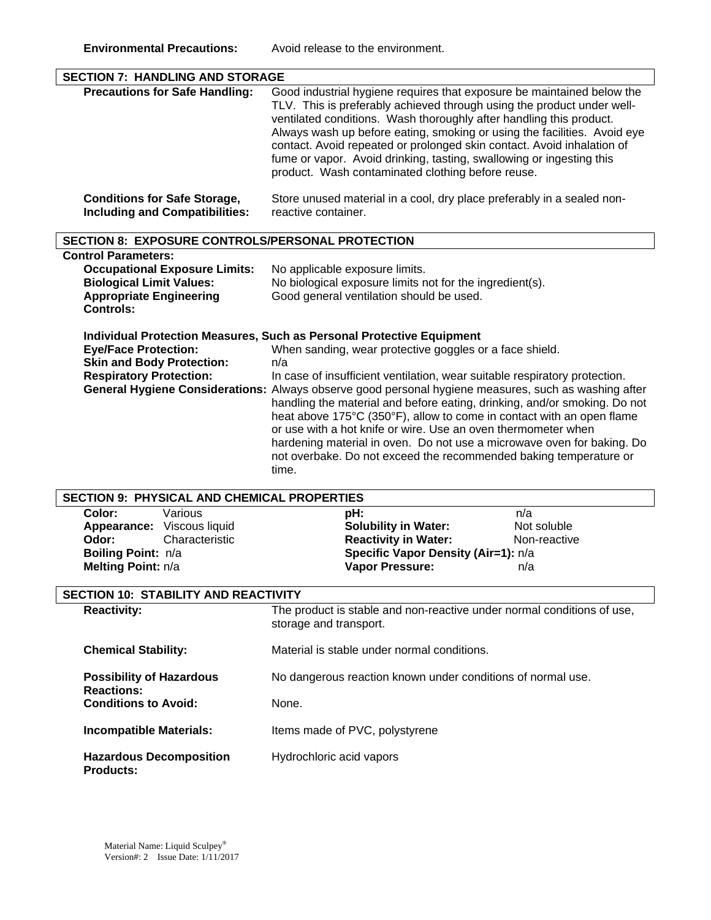**Environmental Precautions:** Avoid release to the environment.

## SECTION 7: HANDLING AND STORAGE

**Precautions for Safe Handling:** Good industrial hygiene requires that exposure be maintained below the TLV. This is preferably achieved through using the product under well-ventilated conditions. Wash thoroughly after handling this product. Always wash up before eating, smoking or using the facilities. Avoid eye contact. Avoid repeated or prolonged skin contact. Avoid inhalation of fume or vapor. Avoid drinking, tasting, swallowing or ingesting this product. Wash contaminated clothing before reuse.

**Conditions for Safe Storage, Including and Compatibilities:** Store unused material in a cool, dry place preferably in a sealed non-reactive container.

## SECTION 8: EXPOSURE CONTROLS/PERSONAL PROTECTION

**Control Parameters:**

**Occupational Exposure Limits:** No applicable exposure limits.

**Biological Limit Values:** No biological exposure limits not for the ingredient(s).

**Appropriate Engineering Controls:** Good general ventilation should be used.

**Individual Protection Measures, Such as Personal Protective Equipment**

**Eye/Face Protection:** When sanding, wear protective goggles or a face shield.

**Skin and Body Protection:** n/a

**Respiratory Protection:** In case of insufficient ventilation, wear suitable respiratory protection.

**General Hygiene Considerations:** Always observe good personal hygiene measures, such as washing after handling the material and before eating, drinking, and/or smoking. Do not heat above 175°C (350°F), allow to come in contact with an open flame or use with a hot knife or wire. Use an oven thermometer when hardening material in oven. Do not use a microwave oven for baking. Do not overbake. Do not exceed the recommended baking temperature or time.

## SECTION 9: PHYSICAL AND CHEMICAL PROPERTIES

| | | | |
|---|---|---|---|
| **Color:** | Various | **pH:** | n/a |
| **Appearance:** | Viscous liquid | **Solubility in Water:** | Not soluble |
| **Odor:** | Characteristic | **Reactivity in Water:** | Non-reactive |
| **Boiling Point:** | n/a | **Specific Vapor Density (Air=1):** | n/a |
| **Melting Point:** | n/a | **Vapor Pressure:** | n/a |

## SECTION 10: STABILITY AND REACTIVITY

**Reactivity:** The product is stable and non-reactive under normal conditions of use, storage and transport.

**Chemical Stability:** Material is stable under normal conditions.

**Possibility of Hazardous Reactions:** No dangerous reaction known under conditions of normal use.

**Conditions to Avoid:** None.

**Incompatible Materials:** Items made of PVC, polystyrene

**Hazardous Decomposition Products:** Hydrochloric acid vapors

Material Name: Liquid Sculpey®
Version#: 2 Issue Date: 1/11/2017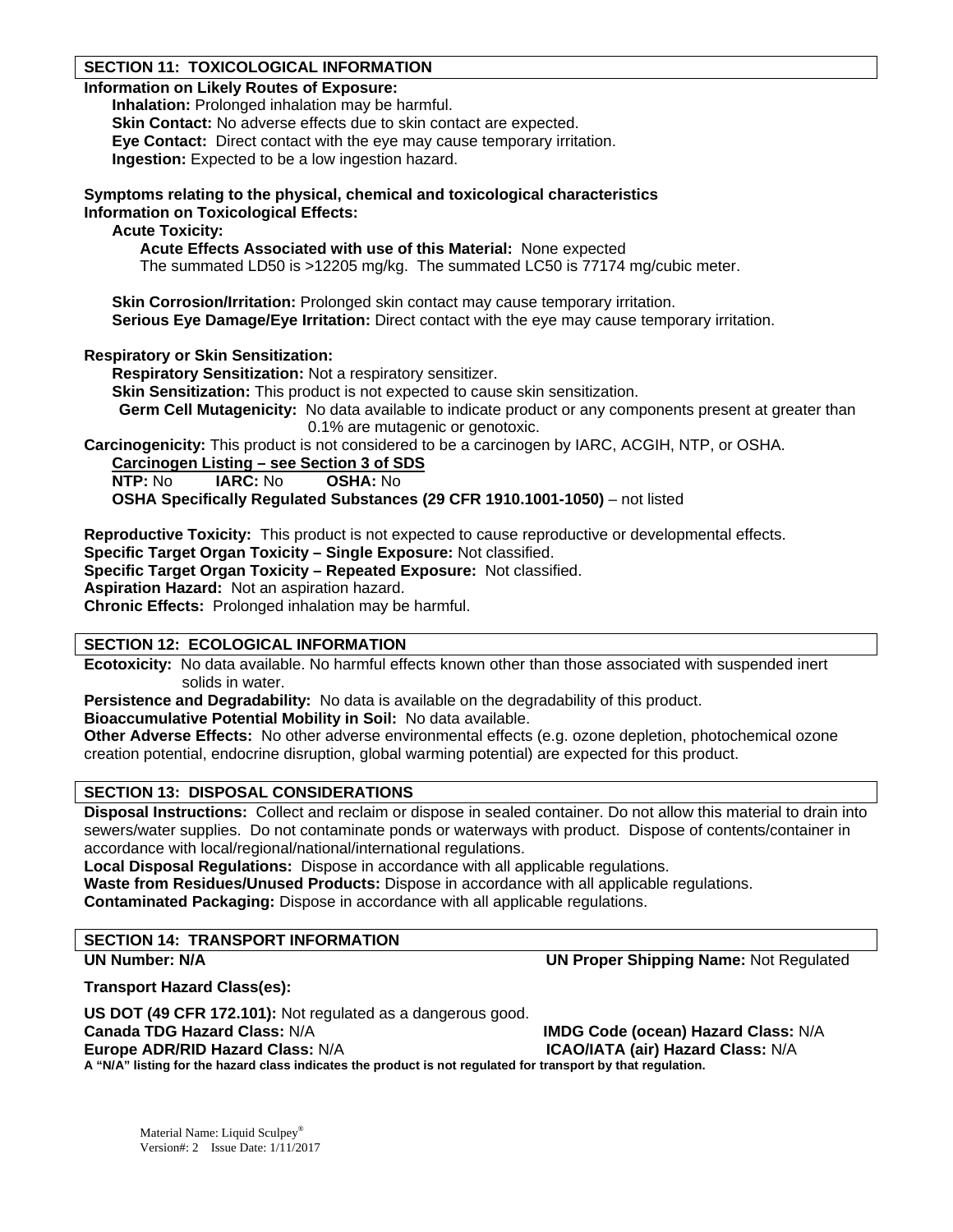## SECTION 11: TOXICOLOGICAL INFORMATION

**Information on Likely Routes of Exposure:**

**Inhalation:** Prolonged inhalation may be harmful.
**Skin Contact:** No adverse effects due to skin contact are expected.
**Eye Contact:** Direct contact with the eye may cause temporary irritation.
**Ingestion:** Expected to be a low ingestion hazard.

**Symptoms relating to the physical, chemical and toxicological characteristics**
**Information on Toxicological Effects:**

**Acute Toxicity:**

**Acute Effects Associated with use of this Material:** None expected
The summated LD50 is >12205 mg/kg. The summated LC50 is 77174 mg/cubic meter.

**Skin Corrosion/Irritation:** Prolonged skin contact may cause temporary irritation.
**Serious Eye Damage/Eye Irritation:** Direct contact with the eye may cause temporary irritation.

**Respiratory or Skin Sensitization:**

**Respiratory Sensitization:** Not a respiratory sensitizer.
**Skin Sensitization:** This product is not expected to cause skin sensitization.
**Germ Cell Mutagenicity:** No data available to indicate product or any components present at greater than 0.1% are mutagenic or genotoxic.

**Carcinogenicity:** This product is not considered to be a carcinogen by IARC, ACGIH, NTP, or OSHA.

**Carcinogen Listing – see Section 3 of SDS**
**NTP:** No **IARC:** No **OSHA:** No
**OSHA Specifically Regulated Substances (29 CFR 1910.1001-1050)** – not listed

**Reproductive Toxicity:** This product is not expected to cause reproductive or developmental effects.
**Specific Target Organ Toxicity – Single Exposure:** Not classified.
**Specific Target Organ Toxicity – Repeated Exposure:** Not classified.
**Aspiration Hazard:** Not an aspiration hazard.
**Chronic Effects:** Prolonged inhalation may be harmful.

## SECTION 12: ECOLOGICAL INFORMATION

**Ecotoxicity:** No data available. No harmful effects known other than those associated with suspended inert solids in water.
**Persistence and Degradability:** No data is available on the degradability of this product.
**Bioaccumulative Potential Mobility in Soil:** No data available.
**Other Adverse Effects:** No other adverse environmental effects (e.g. ozone depletion, photochemical ozone creation potential, endocrine disruption, global warming potential) are expected for this product.

## SECTION 13: DISPOSAL CONSIDERATIONS

**Disposal Instructions:** Collect and reclaim or dispose in sealed container. Do not allow this material to drain into sewers/water supplies. Do not contaminate ponds or waterways with product. Dispose of contents/container in accordance with local/regional/national/international regulations.
**Local Disposal Regulations:** Dispose in accordance with all applicable regulations.
**Waste from Residues/Unused Products:** Dispose in accordance with all applicable regulations.
**Contaminated Packaging:** Dispose in accordance with all applicable regulations.

## SECTION 14: TRANSPORT INFORMATION

**UN Number: N/A** **UN Proper Shipping Name:** Not Regulated

**Transport Hazard Class(es):**

**US DOT (49 CFR 172.101):** Not regulated as a dangerous good.
**Canada TDG Hazard Class:** N/A **IMDG Code (ocean) Hazard Class:** N/A
**Europe ADR/RID Hazard Class:** N/A **ICAO/IATA (air) Hazard Class:** N/A
**A "N/A" listing for the hazard class indicates the product is not regulated for transport by that regulation.**

Material Name: Liquid Sculpey®
Version#: 2 Issue Date: 1/11/2017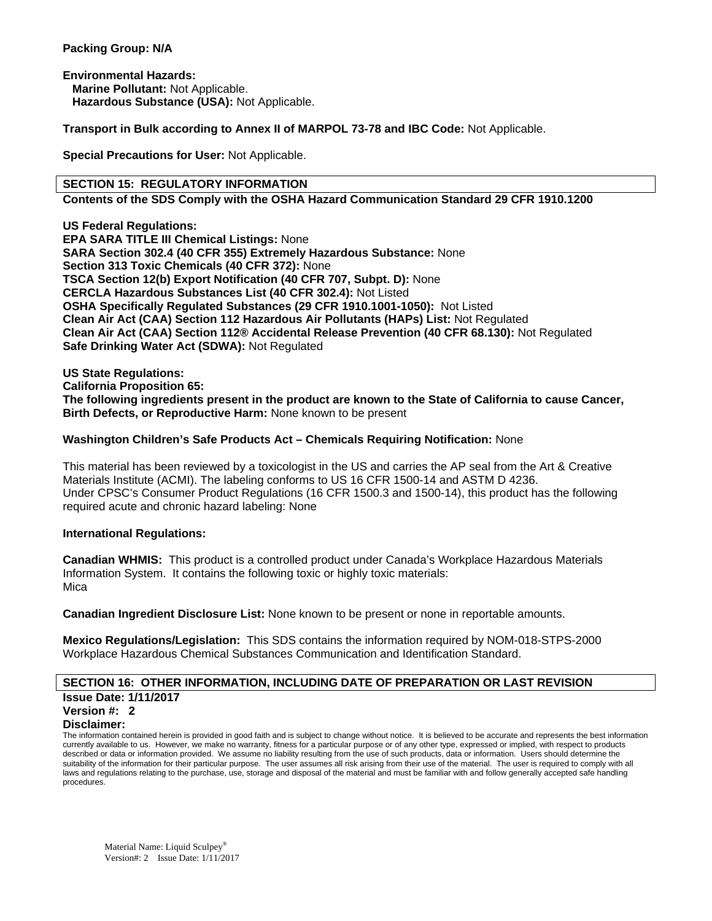**Packing Group: N/A**

**Environmental Hazards:**
**Marine Pollutant:** Not Applicable.
**Hazardous Substance (USA):** Not Applicable.

**Transport in Bulk according to Annex II of MARPOL 73-78 and IBC Code:** Not Applicable.

**Special Precautions for User:** Not Applicable.

## SECTION 15: REGULATORY INFORMATION

**Contents of the SDS Comply with the OSHA Hazard Communication Standard 29 CFR 1910.1200**

**US Federal Regulations:**
**EPA SARA TITLE III Chemical Listings:** None
**SARA Section 302.4 (40 CFR 355) Extremely Hazardous Substance:** None
**Section 313 Toxic Chemicals (40 CFR 372):** None
**TSCA Section 12(b) Export Notification (40 CFR 707, Subpt. D):** None
**CERCLA Hazardous Substances List (40 CFR 302.4):** Not Listed
**OSHA Specifically Regulated Substances (29 CFR 1910.1001-1050):** Not Listed
**Clean Air Act (CAA) Section 112 Hazardous Air Pollutants (HAPs) List:** Not Regulated
**Clean Air Act (CAA) Section 112® Accidental Release Prevention (40 CFR 68.130):** Not Regulated
**Safe Drinking Water Act (SDWA):** Not Regulated

**US State Regulations:**
**California Proposition 65:**
**The following ingredients present in the product are known to the State of California to cause Cancer, Birth Defects, or Reproductive Harm:** None known to be present

**Washington Children's Safe Products Act – Chemicals Requiring Notification:** None

This material has been reviewed by a toxicologist in the US and carries the AP seal from the Art & Creative Materials Institute (ACMI). The labeling conforms to US 16 CFR 1500-14 and ASTM D 4236.
Under CPSC's Consumer Product Regulations (16 CFR 1500.3 and 1500-14), this product has the following required acute and chronic hazard labeling: None

**International Regulations:**

**Canadian WHMIS:** This product is a controlled product under Canada's Workplace Hazardous Materials Information System. It contains the following toxic or highly toxic materials:
Mica

**Canadian Ingredient Disclosure List:** None known to be present or none in reportable amounts.

**Mexico Regulations/Legislation:** This SDS contains the information required by NOM-018-STPS-2000 Workplace Hazardous Chemical Substances Communication and Identification Standard.

## SECTION 16: OTHER INFORMATION, INCLUDING DATE OF PREPARATION OR LAST REVISION

**Issue Date: 1/11/2017**
**Version #: 2**
**Disclaimer:**
The information contained herein is provided in good faith and is subject to change without notice. It is believed to be accurate and represents the best information currently available to us. However, we make no warranty, fitness for a particular purpose or of any other type, expressed or implied, with respect to products described or data or information provided. We assume no liability resulting from the use of such products, data or information. Users should determine the suitability of the information for their particular purpose. The user assumes all risk arising from their use of the material. The user is required to comply with all laws and regulations relating to the purchase, use, storage and disposal of the material and must be familiar with and follow generally accepted safe handling procedures.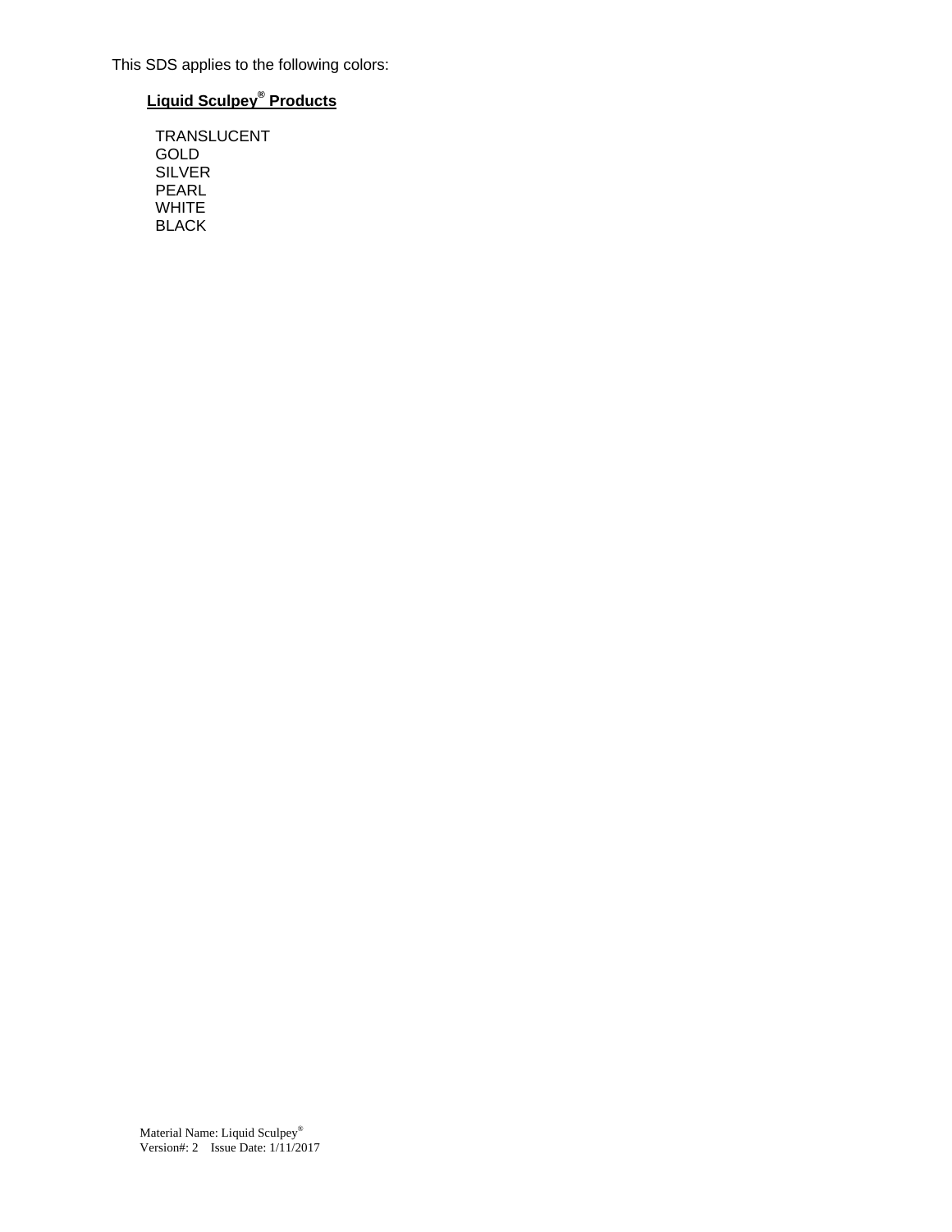This SDS applies to the following colors:

**Liquid Sculpey® Products**

TRANSLUCENT
GOLD
SILVER
PEARL
WHITE
BLACK